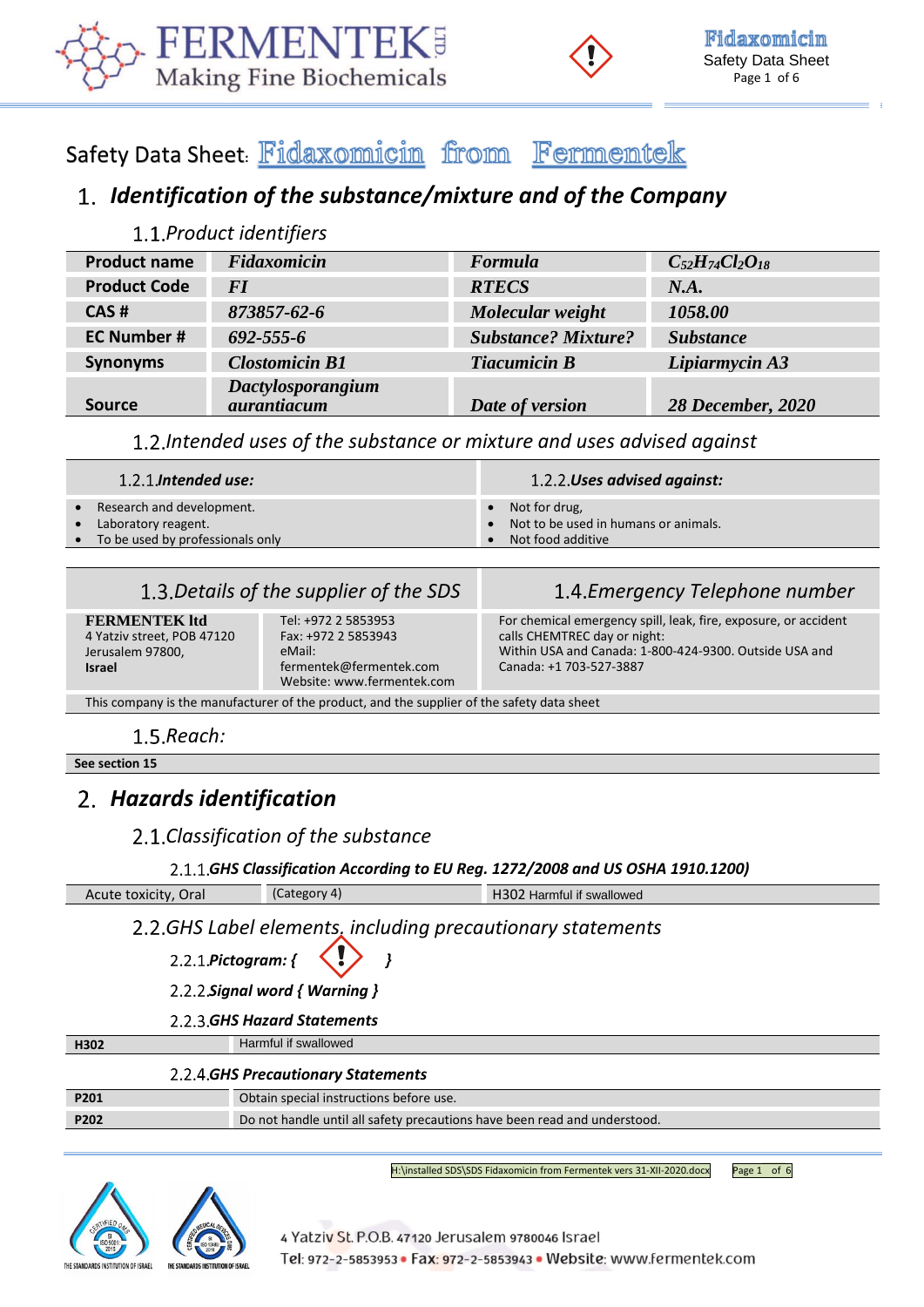# Safety Data Sheet: Fidaxomicin from Fermentek

## 1. Identification of the substance/mixture and of the Company

### 1.1. Product identifiers

| Product name | *Fidaxomicin* | *Formula* | $C_{52}H_{74}Cl_2O_{18}$ |
|---|---|---|---|
| Product Code | *FI* | *RTECS* | *N.A.* |
| CAS # | *873857-62-6* | *Molecular weight* | *1058.00* |
| EC Number # | *692-555-6* | *Substance? Mixture?* | *Substance* |
| Synonyms | *Clostomicin B1* | *Tiacumicin B* | *Lipiarmycin A3* |
| Source | *Dactylosporangium aurantiacum* | *Date of version* | *28 December, 2020* |

### 1.2. Intended uses of the substance or mixture and uses advised against

| 1.2.1. ***Intended use:*** | 1.2.2. ***Uses advised against:*** |
|---|---|
| • Research and development.<br>• Laboratory reagent.<br>• To be used by professionals only | • Not for drug,<br>• Not to be used in humans or animals.<br>• Not food additive |

| 1.3. Details of the supplier of the SDS | | 1.4. Emergency Telephone number |
|---|---|---|
| **FERMENTEK ltd**<br>4 Yatziv street, POB 47120<br>Jerusalem 97800,<br>**Israel** | Tel: +972 2 5853953<br>Fax: +972 2 5853943<br>eMail:<br>fermentek@fermentek.com<br>Website: www.fermentek.com | For chemical emergency spill, leak, fire, exposure, or accident calls CHEMTREC day or night:<br>Within USA and Canada: 1-800-424-9300. Outside USA and Canada: +1 703-527-3887 |

This company is the manufacturer of the product, and the supplier of the safety data sheet

### 1.5. Reach:

**See section 15**

## 2. Hazards identification

### 2.1. Classification of the substance

#### 2.1.1. GHS Classification According to EU Reg. 1272/2008 and US OSHA 1910.1200)

| Acute toxicity, Oral | (Category 4) | H302 Harmful if swallowed |
|---|---|---|

### 2.2. GHS Label elements, including precautionary statements

#### 2.2.1. Pictogram: { }

#### 2.2.2. Signal word { Warning }

#### 2.2.3. GHS Hazard Statements

| H302 | Harmful if swallowed |
|---|---|

#### 2.2.4. GHS Precautionary Statements

| P201 | Obtain special instructions before use. |
|---|---|
| P202 | Do not handle until all safety precautions have been read and understood. |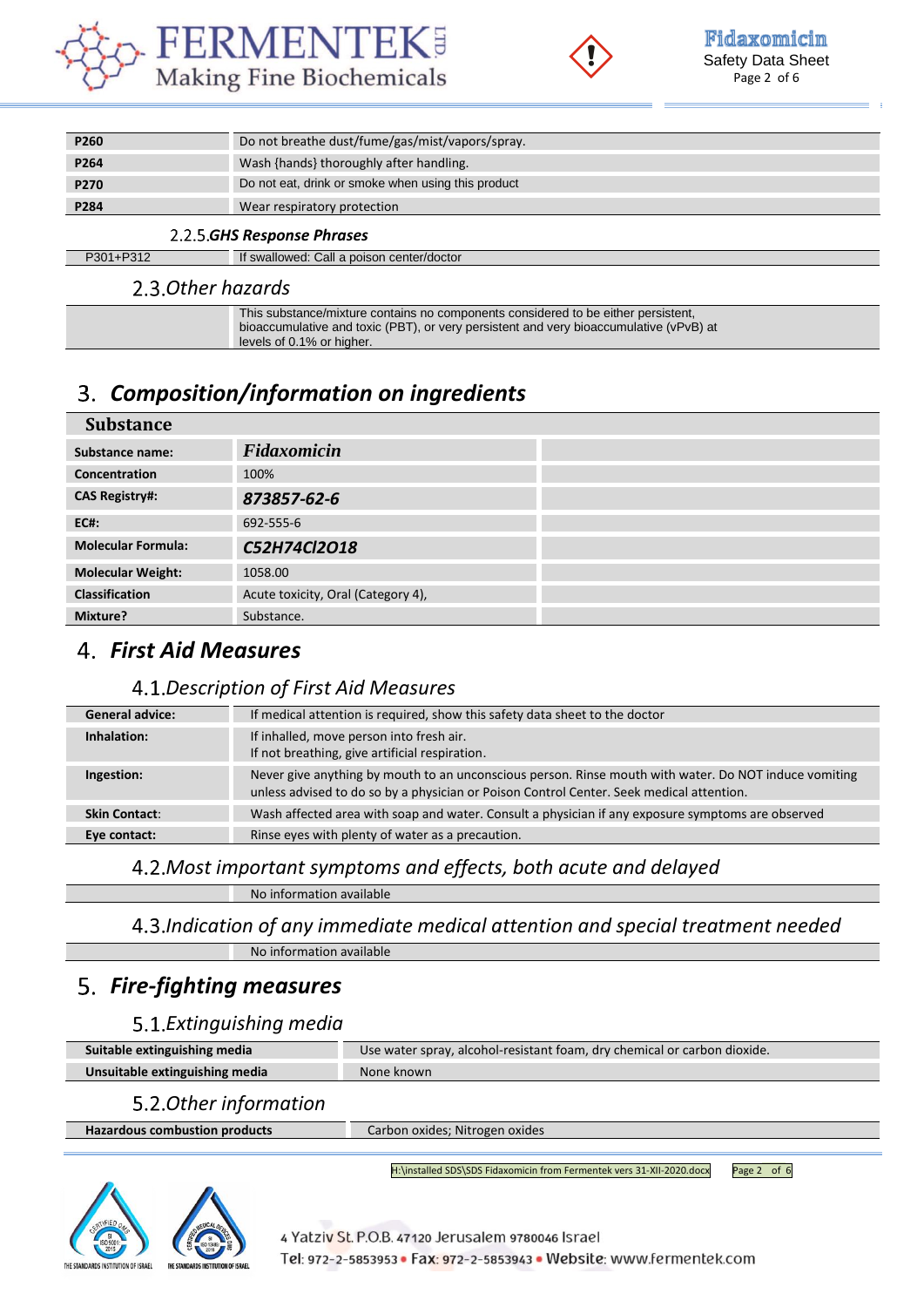| | |
|---|---|
| P260 | Do not breathe dust/fume/gas/mist/vapors/spray. |
| P264 | Wash {hands} thoroughly after handling. |
| P270 | Do not eat, drink or smoke when using this product |
| P284 | Wear respiratory protection |

#### 2.2.5. ***GHS Response Phrases***

| | |
|---|---|
| P301+P312 | If swallowed: Call a poison center/doctor |

### 2.3. *Other hazards*

| | |
|---|---|
| | This substance/mixture contains no components considered to be either persistent, bioaccumulative and toxic (PBT), or very persistent and very bioaccumulative (vPvB) at levels of 0.1% or higher. |

## 3. ***Composition/information on ingredients***

| Substance | | |
|---|---|---|
| **Substance name:** | ***Fidaxomicin*** | |
| **Concentration** | 100% | |
| **CAS Registry#:** | ***873857-62-6*** | |
| **EC#:** | 692-555-6 | |
| **Molecular Formula:** | ***$C_{52}H_{74}Cl_2O_{18}$*** | |
| **Molecular Weight:** | 1058.00 | |
| **Classification** | Acute toxicity, Oral (Category 4), | |
| **Mixture?** | Substance. | |

## 4. ***First Aid Measures***

### 4.1. *Description of First Aid Measures*

| | |
|---|---|
| **General advice:** | If medical attention is required, show this safety data sheet to the doctor |
| **Inhalation:** | If inhalled, move person into fresh air.<br>If not breathing, give artificial respiration. |
| **Ingestion:** | Never give anything by mouth to an unconscious person. Rinse mouth with water. Do NOT induce vomiting unless advised to do so by a physician or Poison Control Center. Seek medical attention. |
| **Skin Contact:** | Wash affected area with soap and water. Consult a physician if any exposure symptoms are observed |
| **Eye contact:** | Rinse eyes with plenty of water as a precaution. |

### 4.2. *Most important symptoms and effects, both acute and delayed*

| | |
|---|---|
| | No information available |

### 4.3. *Indication of any immediate medical attention and special treatment needed*

| | |
|---|---|
| | No information available |

## 5. ***Fire-fighting measures***

### 5.1. *Extinguishing media*

| | |
|---|---|
| **Suitable extinguishing media** | Use water spray, alcohol-resistant foam, dry chemical or carbon dioxide. |
| **Unsuitable extinguishing media** | None known |

### 5.2. *Other information*

| | |
|---|---|
| **Hazardous combustion products** | Carbon oxides; Nitrogen oxides |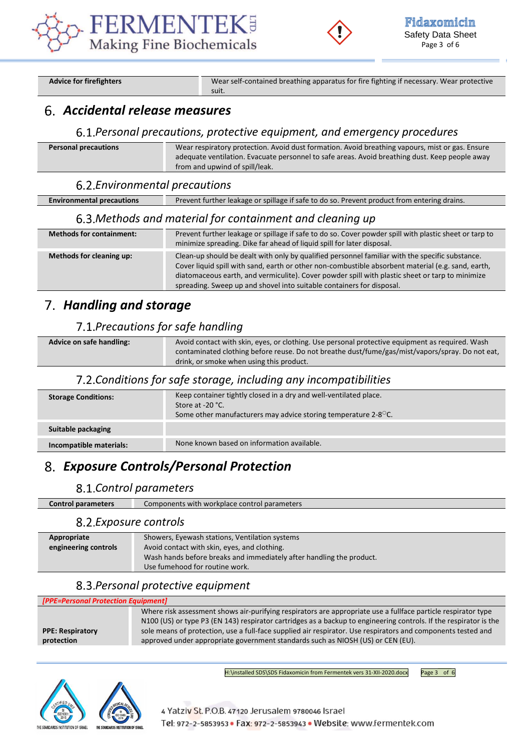| Advice for firefighters | Wear self-contained breathing apparatus for fire fighting if necessary. Wear protective suit. |
|---|---|

# 6. *Accidental release measures*

## 6.1. *Personal precautions, protective equipment, and emergency procedures*

| Personal precautions | Wear respiratory protection. Avoid dust formation. Avoid breathing vapours, mist or gas. Ensure adequate ventilation. Evacuate personnel to safe areas. Avoid breathing dust. Keep people away from and upwind of spill/leak. |
|---|---|

## 6.2. *Environmental precautions*

| Environmental precautions | Prevent further leakage or spillage if safe to do so. Prevent product from entering drains. |
|---|---|

## 6.3. *Methods and material for containment and cleaning up*

| Methods for containment: | Prevent further leakage or spillage if safe to do so. Cover powder spill with plastic sheet or tarp to minimize spreading. Dike far ahead of liquid spill for later disposal. |
|---|---|
| Methods for cleaning up: | Clean-up should be dealt with only by qualified personnel familiar with the specific substance. Cover liquid spill with sand, earth or other non-combustible absorbent material (e.g. sand, earth, diatomaceous earth, and vermiculite). Cover powder spill with plastic sheet or tarp to minimize spreading. Sweep up and shovel into suitable containers for disposal. |

# 7. *Handling and storage*

## 7.1. *Precautions for safe handling*

| Advice on safe handling: | Avoid contact with skin, eyes, or clothing. Use personal protective equipment as required. Wash contaminated clothing before reuse. Do not breathe dust/fume/gas/mist/vapors/spray. Do not eat, drink, or smoke when using this product. |
|---|---|

## 7.2. *Conditions for safe storage, including any incompatibilities*

| Storage Conditions: | Keep container tightly closed in a dry and well-ventilated place. Store at -20 °C. Some other manufacturers may advice storing temperature 2-8°C. |
|---|---|
| Suitable packaging | |
| Incompatible materials: | None known based on information available. |

# 8. *Exposure Controls/Personal Protection*

## 8.1. *Control parameters*

| Control parameters | Components with workplace control parameters |
|---|---|

## 8.2. *Exposure controls*

| Appropriate engineering controls | Showers, Eyewash stations, Ventilation systems<br>Avoid contact with skin, eyes, and clothing.<br>Wash hands before breaks and immediately after handling the product.<br>Use fumehood for routine work. |
|---|---|

## 8.3. *Personal protective equipment*

***[PPE=Personal Protection Equipment]***

| PPE: Respiratory protection | Where risk assessment shows air-purifying respirators are appropriate use a fullface particle respirator type N100 (US) or type P3 (EN 143) respirator cartridges as a backup to engineering controls. If the respirator is the sole means of protection, use a full-face supplied air respirator. Use respirators and components tested and approved under appropriate government standards such as NIOSH (US) or CEN (EU). |
|---|---|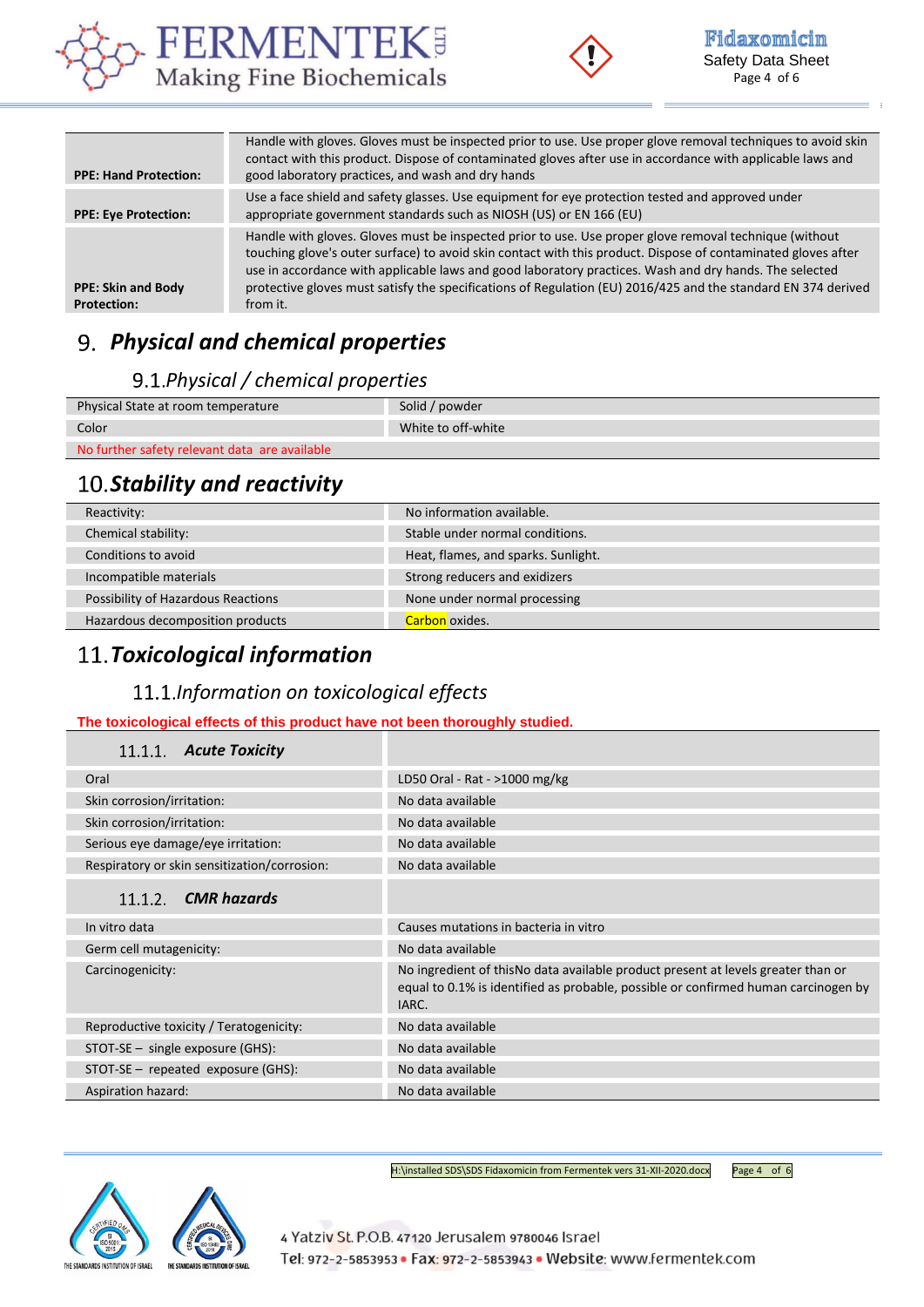| | |
|---|---|
| **PPE: Hand Protection:** | Handle with gloves. Gloves must be inspected prior to use. Use proper glove removal techniques to avoid skin contact with this product. Dispose of contaminated gloves after use in accordance with applicable laws and good laboratory practices, and wash and dry hands |
| **PPE: Eye Protection:** | Use a face shield and safety glasses. Use equipment for eye protection tested and approved under appropriate government standards such as NIOSH (US) or EN 166 (EU) |
| **PPE: Skin and Body Protection:** | Handle with gloves. Gloves must be inspected prior to use. Use proper glove removal technique (without touching glove's outer surface) to avoid skin contact with this product. Dispose of contaminated gloves after use in accordance with applicable laws and good laboratory practices. Wash and dry hands. The selected protective gloves must satisfy the specifications of Regulation (EU) 2016/425 and the standard EN 374 derived from it. |

# 9. *Physical and chemical properties*

## 9.1. *Physical / chemical properties*

| | |
|---|---|
| Physical State at room temperature | Solid / powder |
| Color | White to off-white |
| No further safety relevant data are available | |

# 10. *Stability and reactivity*

| | |
|---|---|
| Reactivity: | No information available. |
| Chemical stability: | Stable under normal conditions. |
| Conditions to avoid | Heat, flames, and sparks. Sunlight. |
| Incompatible materials | Strong reducers and exidizers |
| Possibility of Hazardous Reactions | None under normal processing |
| Hazardous decomposition products | Carbon oxides. |

# 11. *Toxicological information*

## 11.1. *Information on toxicological effects*

**The toxicological effects of this product have not been thoroughly studied.**

| | |
|---|---|
| **11.1.1. *Acute Toxicity*** | |
| Oral | LD50 Oral - Rat - >1000 mg/kg |
| Skin corrosion/irritation: | No data available |
| Skin corrosion/irritation: | No data available |
| Serious eye damage/eye irritation: | No data available |
| Respiratory or skin sensitization/corrosion: | No data available |
| **11.1.2. *CMR hazards*** | |
| In vitro data | Causes mutations in bacteria in vitro |
| Germ cell mutagenicity: | No data available |
| Carcinogenicity: | No ingredient of thisNo data available product present at levels greater than or equal to 0.1% is identified as probable, possible or confirmed human carcinogen by IARC. |
| Reproductive toxicity / Teratogenicity: | No data available |
| STOT-SE – single exposure (GHS): | No data available |
| STOT-SE – repeated exposure (GHS): | No data available |
| Aspiration hazard: | No data available |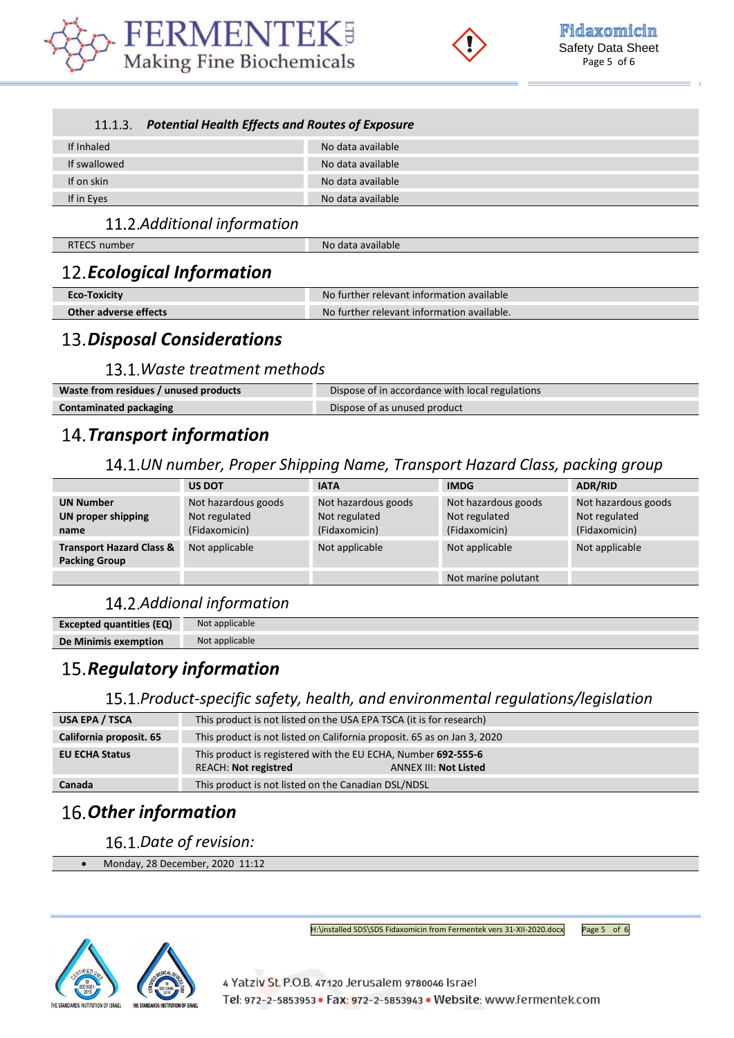#### 11.1.3. *Potential Health Effects and Routes of Exposure*

| | |
|---|---|
| If Inhaled | No data available |
| If swallowed | No data available |
| If on skin | No data available |
| If in Eyes | No data available |

### 11.2. *Additional information*

| | |
|---|---|
| RTECS number | No data available |

## 12. *Ecological Information*

| | |
|---|---|
| **Eco-Toxicity** | No further relevant information available |
| **Other adverse effects** | No further relevant information available. |

## 13. *Disposal Considerations*

### 13.1. *Waste treatment methods*

| | |
|---|---|
| **Waste from residues / unused products** | Dispose of in accordance with local regulations |
| **Contaminated packaging** | Dispose of as unused product |

## 14. *Transport information*

### 14.1. *UN number, Proper Shipping Name, Transport Hazard Class, packing group*

| | **US DOT** | **IATA** | **IMDG** | **ADR/RID** |
|---|---|---|---|---|
| **UN Number**<br>**UN proper shipping name** | Not hazardous goods<br>Not regulated<br>(Fidaxomicin) | Not hazardous goods<br>Not regulated<br>(Fidaxomicin) | Not hazardous goods<br>Not regulated<br>(Fidaxomicin) | Not hazardous goods<br>Not regulated<br>(Fidaxomicin) |
| **Transport Hazard Class & Packing Group** | Not applicable | Not applicable | Not applicable | Not applicable |
| | | | Not marine polutant | |

### 14.2. *Addional information*

| | |
|---|---|
| **Excepted quantities (EQ)** | Not applicable |
| **De Minimis exemption** | Not applicable |

## 15. *Regulatory information*

### 15.1. *Product-specific safety, health, and environmental regulations/legislation*

| | |
|---|---|
| **USA EPA / TSCA** | This product is not listed on the USA EPA TSCA (it is for research) |
| **California proposit. 65** | This product is not listed on California proposit. 65 as on Jan 3, 2020 |
| **EU ECHA Status** | This product is registered with the EU ECHA, Number **692-555-6**<br>REACH: **Not registred** ANNEX III: **Not Listed** |
| **Canada** | This product is not listed on the Canadian DSL/NDSL |

## 16. *Other information*

### 16.1. *Date of revision:*

- Monday, 28 December, 2020 11:12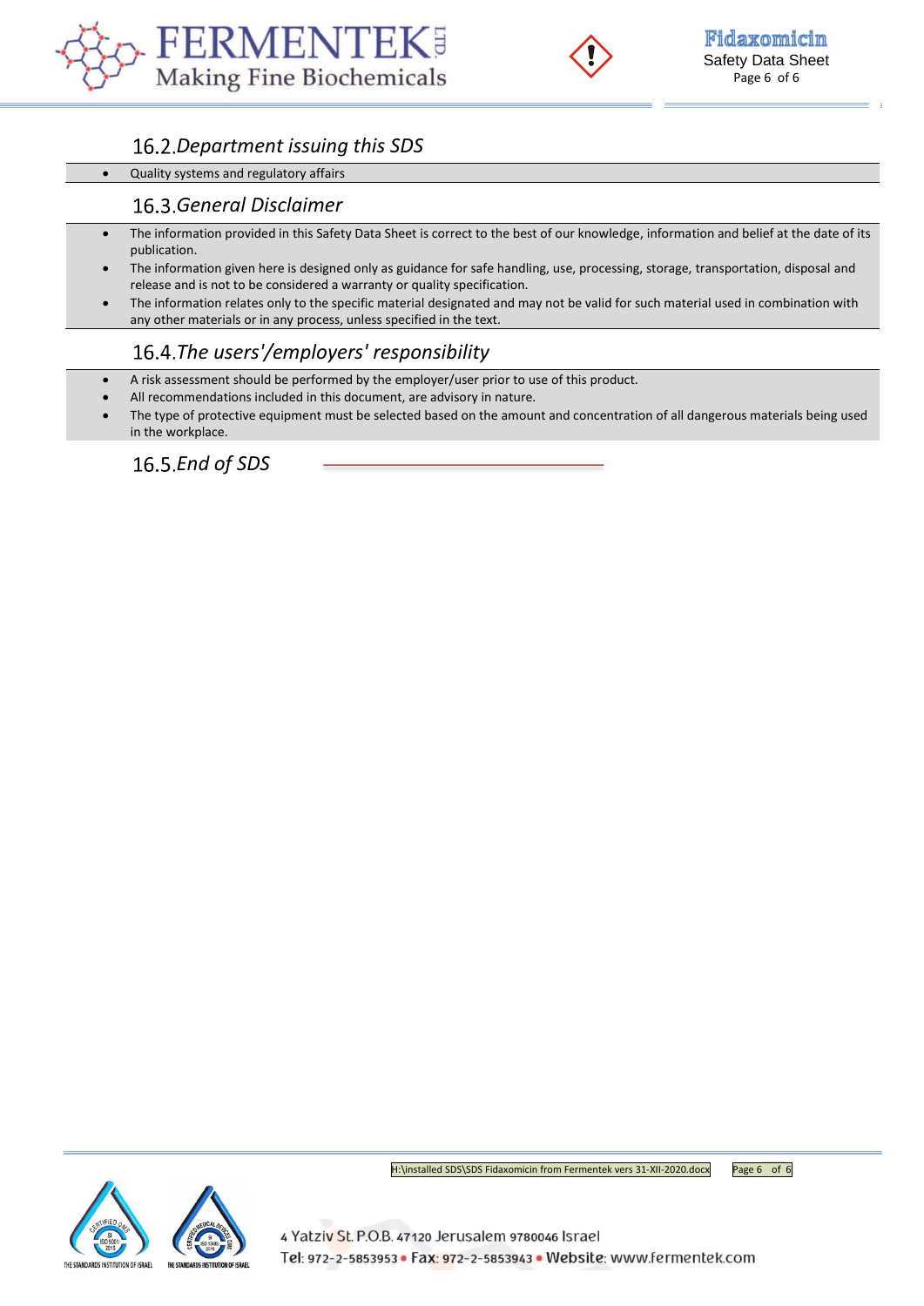## 16.2. *Department issuing this SDS*

- Quality systems and regulatory affairs

## 16.3. *General Disclaimer*

- The information provided in this Safety Data Sheet is correct to the best of our knowledge, information and belief at the date of its publication.
- The information given here is designed only as guidance for safe handling, use, processing, storage, transportation, disposal and release and is not to be considered a warranty or quality specification.
- The information relates only to the specific material designated and may not be valid for such material used in combination with any other materials or in any process, unless specified in the text.

## 16.4. *The users'/employers' responsibility*

- A risk assessment should be performed by the employer/user prior to use of this product.
- All recommendations included in this document, are advisory in nature.
- The type of protective equipment must be selected based on the amount and concentration of all dangerous materials being used in the workplace.

## 16.5. *End of SDS*